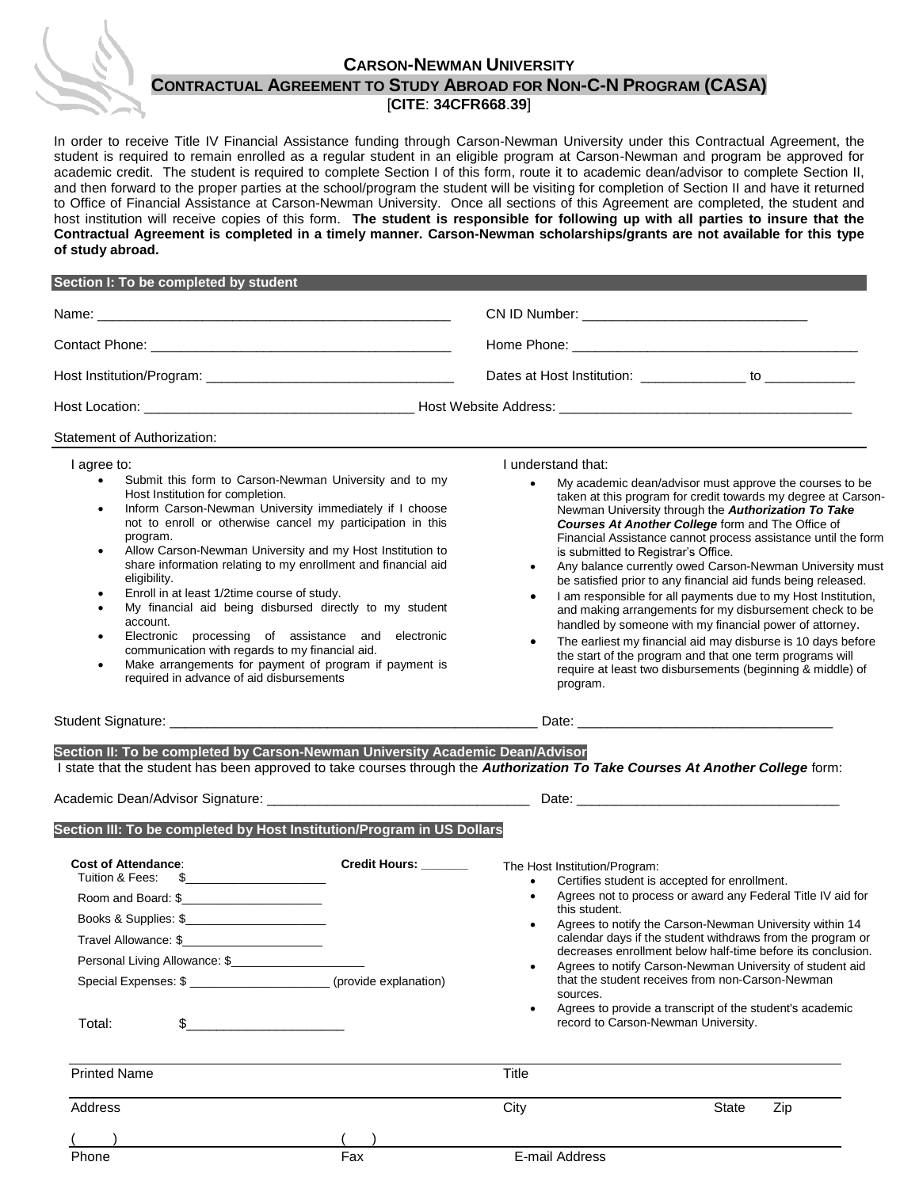# Carson-Newman University

## Contractual Agreement to Study Abroad for Non-C-N Program (CASA)

[**CITE**: **34CFR668**.**39**]

In order to receive Title IV Financial Assistance funding through Carson-Newman University under this Contractual Agreement, the student is required to remain enrolled as a regular student in an eligible program at Carson-Newman and program be approved for academic credit. The student is required to complete Section I of this form, route it to academic dean/advisor to complete Section II, and then forward to the proper parties at the school/program the student will be visiting for completion of Section II and have it returned to Office of Financial Assistance at Carson-Newman University. Once all sections of this Agreement are completed, the student and host institution will receive copies of this form. **The student is responsible for following up with all parties to insure that the Contractual Agreement is completed in a timely manner. Carson-Newman scholarships/grants are not available for this type of study abroad.**

### Section I: To be completed by student

Name: ______________________________________________ CN ID Number: ______________________________

Contact Phone: ________________________________________ Home Phone: ______________________________________

Host Institution/Program: _________________________________ Dates at Host Institution: ______________ to ____________

Host Location: ___________________________________ Host Website Address: ______________________________________

Statement of Authorization:

I agree to:

- Submit this form to Carson-Newman University and to my Host Institution for completion.
- Inform Carson-Newman University immediately if I choose not to enroll or otherwise cancel my participation in this program.
- Allow Carson-Newman University and my Host Institution to share information relating to my enrollment and financial aid eligibility.
- Enroll in at least 1/2time course of study.
- My financial aid being disbursed directly to my student account.
- Electronic processing of assistance and electronic communication with regards to my financial aid.
- Make arrangements for payment of program if payment is required in advance of aid disbursements

I understand that:

- My academic dean/advisor must approve the courses to be taken at this program for credit towards my degree at Carson-Newman University through the ***Authorization To Take Courses At Another College*** form and The Office of Financial Assistance cannot process assistance until the form is submitted to Registrar's Office.
- Any balance currently owed Carson-Newman University must be satisfied prior to any financial aid funds being released.
- I am responsible for all payments due to my Host Institution, and making arrangements for my disbursement check to be handled by someone with my financial power of attorney.
- The earliest my financial aid may disburse is 10 days before the start of the program and that one term programs will require at least two disbursements (beginning & middle) of program.

Student Signature: _________________________________________________ Date: _________________________________

### Section II: To be completed by Carson-Newman University Academic Dean/Advisor

I state that the student has been approved to take courses through the ***Authorization To Take Courses At Another College*** form:

Academic Dean/Advisor Signature: ___________________________________ Date: __________________________________

### Section III: To be completed by Host Institution/Program in US Dollars

**Cost of Attendance**:

Tuition & Fees: $____________________

Room and Board: $____________________

Books & Supplies: $____________________

Travel Allowance: $____________________

Personal Living Allowance: $____________________

Special Expenses: $ ____________________ (provide explanation)

Total: $____________________

**Credit Hours: _______**

The Host Institution/Program:

- Certifies student is accepted for enrollment.
- Agrees not to process or award any Federal Title IV aid for this student.
- Agrees to notify the Carson-Newman University within 14 calendar days if the student withdraws from the program or decreases enrollment below half-time before its conclusion.
- Agrees to notify Carson-Newman University of student aid that the student receives from non-Carson-Newman sources.
- Agrees to provide a transcript of the student's academic record to Carson-Newman University.

Printed Name ______________________ Title ______________________

Address ______________________ City __________ State ____ Zip ____

( ) ______________ Phone ( ) ______________ Fax ______________ E-mail Address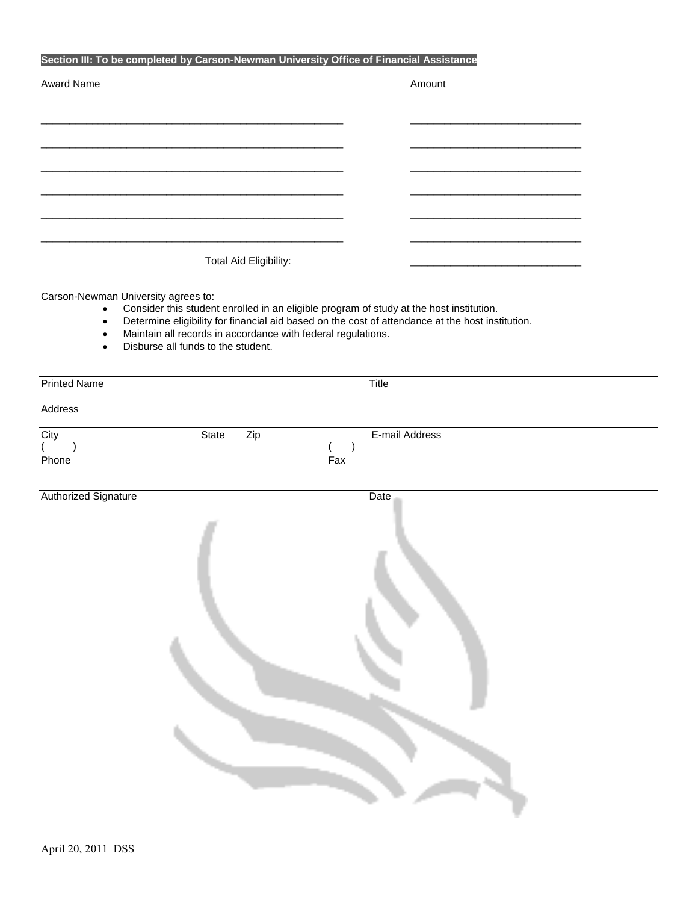**Section III: To be completed by Carson-Newman University Office of Financial Assistance**

| Award Name | Amount |
|---|---|
| ______________________________ | ______________________ |
| ______________________________ | ______________________ |
| ______________________________ | ______________________ |
| ______________________________ | ______________________ |
| ______________________________ | ______________________ |
| ______________________________ | ______________________ |
| Total Aid Eligibility: | ______________________ |

Carson-Newman University agrees to:

- Consider this student enrolled in an eligible program of study at the host institution.
- Determine eligibility for financial aid based on the cost of attendance at the host institution.
- Maintain all records in accordance with federal regulations.
- Disburse all funds to the student.

Printed Name ______________________ Title ______________________

Address ______________________

City ______________ State ______ Zip ______ E-mail Address ______________________

( ) ______________________ ( ) ______________________

Phone Fax

Authorized Signature ______________________ Date ______________________

April 20, 2011 DSS